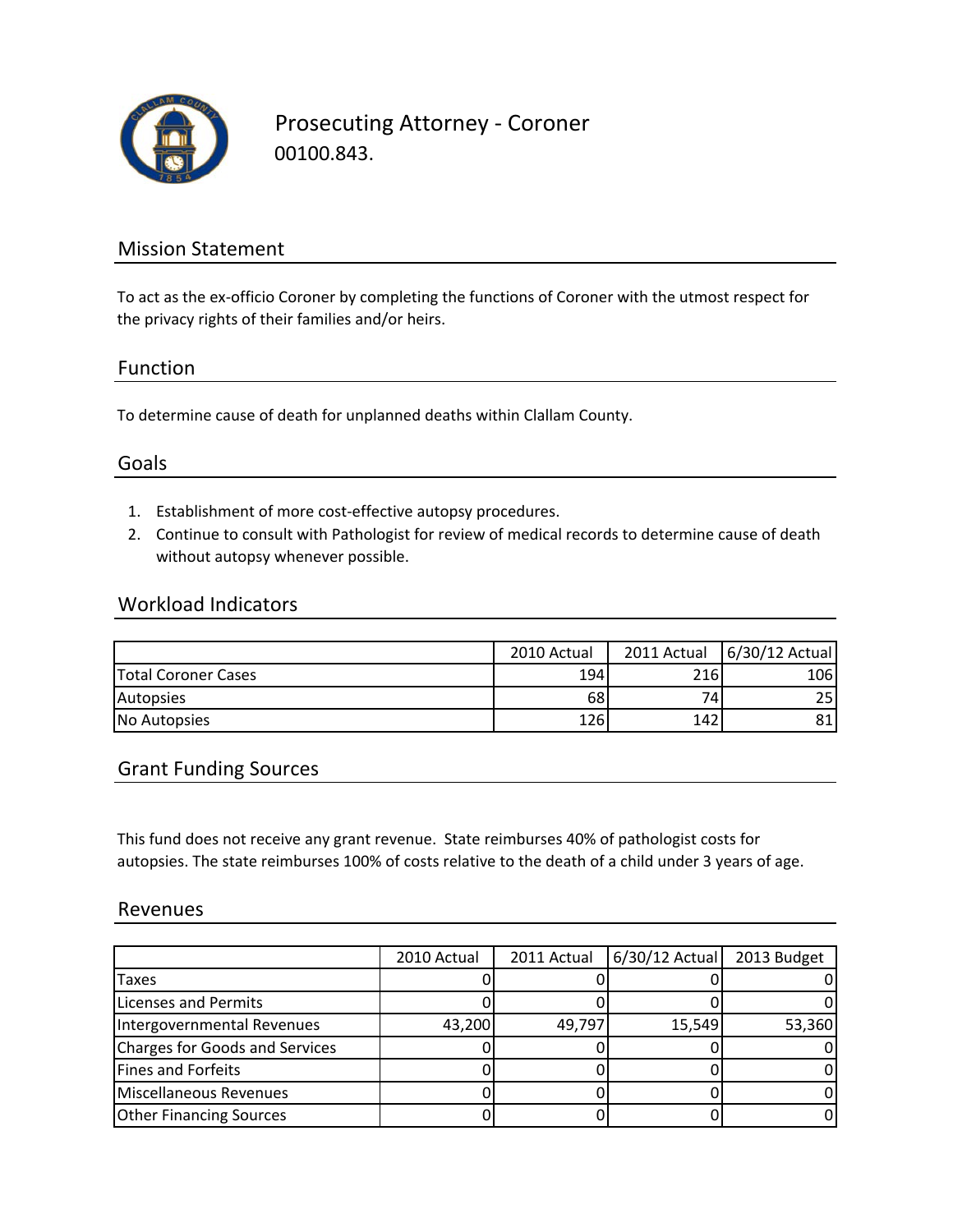# Prosecuting Attorney - Coroner

00100.843.

## Mission Statement

To act as the ex-officio Coroner by completing the functions of Coroner with the utmost respect for the privacy rights of their families and/or heirs.

## Function

To determine cause of death for unplanned deaths within Clallam County.

## Goals

1. Establishment of more cost-effective autopsy procedures.
2. Continue to consult with Pathologist for review of medical records to determine cause of death without autopsy whenever possible.

## Workload Indicators

| | 2010 Actual | 2011 Actual | 6/30/12 Actual |
|---|---|---|---|
| Total Coroner Cases | 194 | 216 | 106 |
| Autopsies | 68 | 74 | 25 |
| No Autopsies | 126 | 142 | 81 |

## Grant Funding Sources

This fund does not receive any grant revenue. State reimburses 40% of pathologist costs for autopsies. The state reimburses 100% of costs relative to the death of a child under 3 years of age.

## Revenues

| | 2010 Actual | 2011 Actual | 6/30/12 Actual | 2013 Budget |
|---|---|---|---|---|
| Taxes | 0 | 0 | 0 | 0 |
| Licenses and Permits | 0 | 0 | 0 | 0 |
| Intergovernmental Revenues | 43,200 | 49,797 | 15,549 | 53,360 |
| Charges for Goods and Services | 0 | 0 | 0 | 0 |
| Fines and Forfeits | 0 | 0 | 0 | 0 |
| Miscellaneous Revenues | 0 | 0 | 0 | 0 |
| Other Financing Sources | 0 | 0 | 0 | 0 |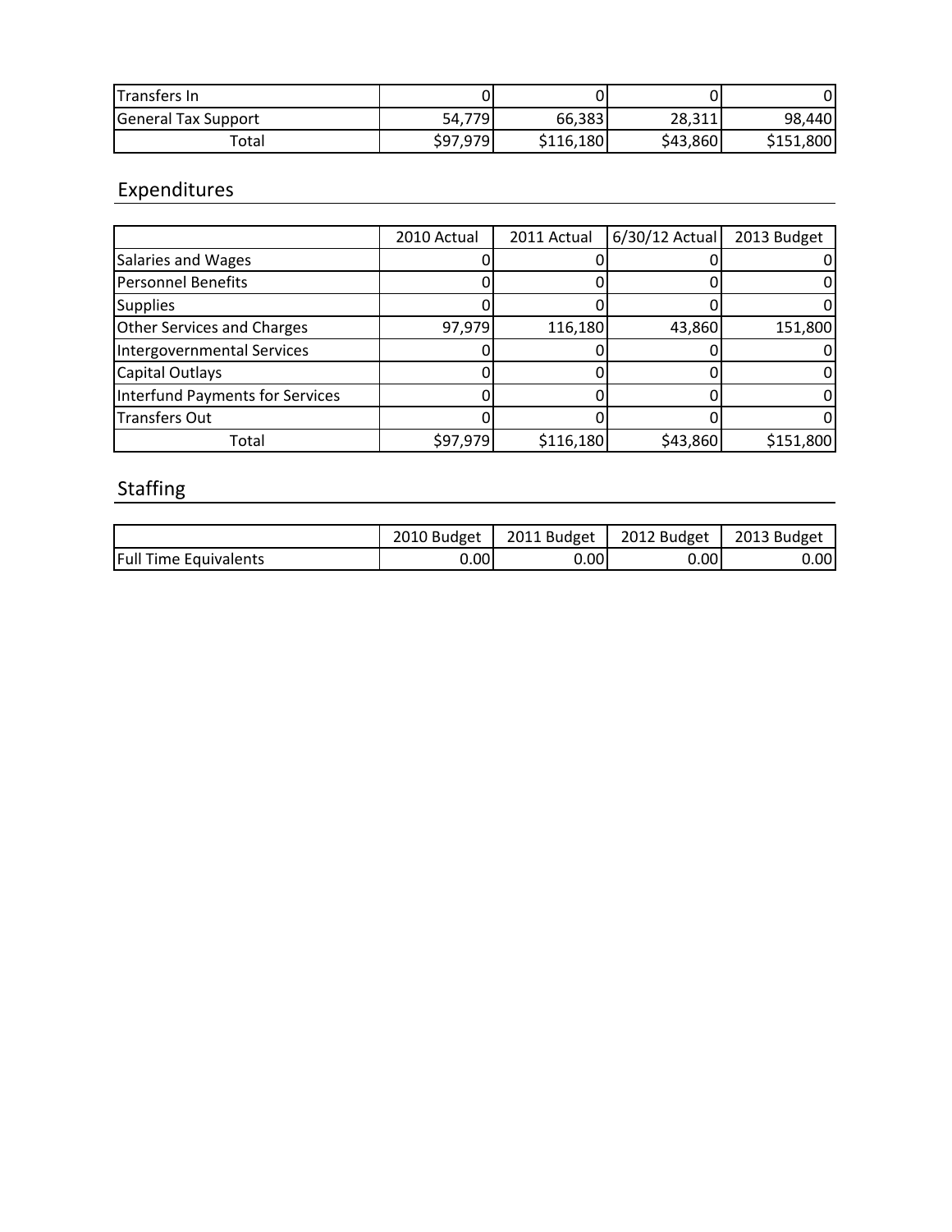| | | | | |
|---|---|---|---|---|
| Transfers In | 0 | 0 | 0 | 0 |
| General Tax Support | 54,779 | 66,383 | 28,311 | 98,440 |
| Total | $97,979 | $116,180 | $43,860 | $151,800 |

## Expenditures

| | 2010 Actual | 2011 Actual | 6/30/12 Actual | 2013 Budget |
|---|---|---|---|---|
| Salaries and Wages | 0 | 0 | 0 | 0 |
| Personnel Benefits | 0 | 0 | 0 | 0 |
| Supplies | 0 | 0 | 0 | 0 |
| Other Services and Charges | 97,979 | 116,180 | 43,860 | 151,800 |
| Intergovernmental Services | 0 | 0 | 0 | 0 |
| Capital Outlays | 0 | 0 | 0 | 0 |
| Interfund Payments for Services | 0 | 0 | 0 | 0 |
| Transfers Out | 0 | 0 | 0 | 0 |
| Total | $97,979 | $116,180 | $43,860 | $151,800 |

## Staffing

| | 2010 Budget | 2011 Budget | 2012 Budget | 2013 Budget |
|---|---|---|---|---|
| Full Time Equivalents | 0.00 | 0.00 | 0.00 | 0.00 |